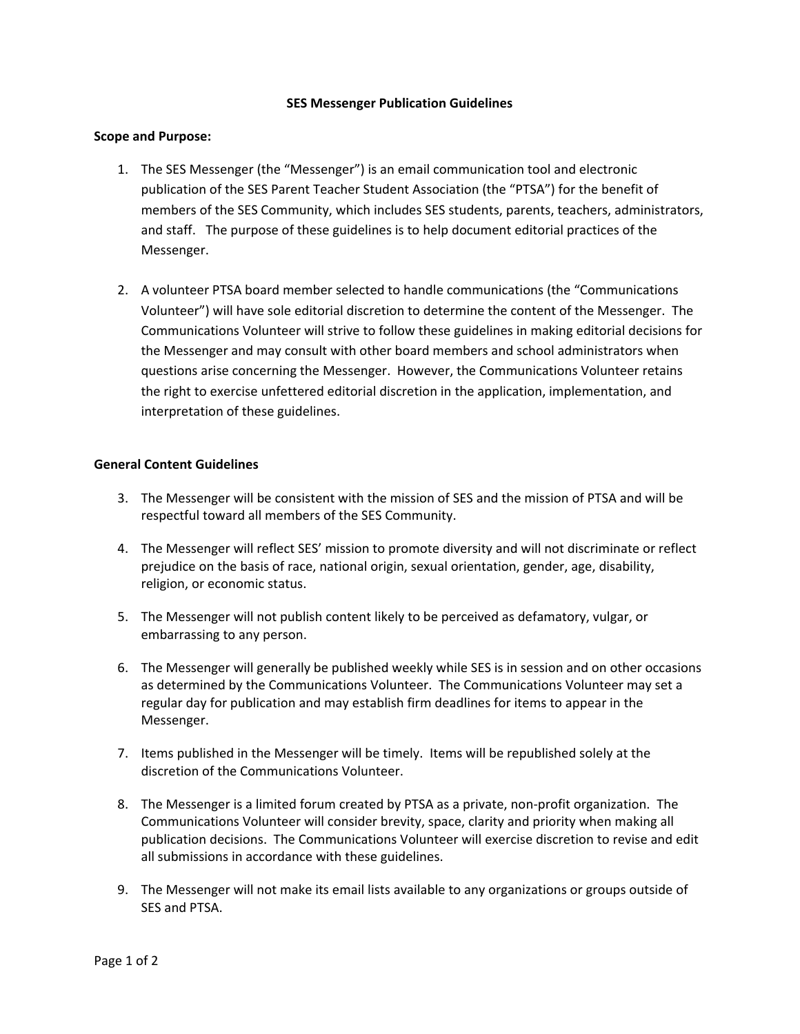# SES Messenger Publication Guidelines

**Scope and Purpose:**

1. The SES Messenger (the "Messenger") is an email communication tool and electronic publication of the SES Parent Teacher Student Association (the "PTSA") for the benefit of members of the SES Community, which includes SES students, parents, teachers, administrators, and staff. The purpose of these guidelines is to help document editorial practices of the Messenger.

2. A volunteer PTSA board member selected to handle communications (the "Communications Volunteer") will have sole editorial discretion to determine the content of the Messenger. The Communications Volunteer will strive to follow these guidelines in making editorial decisions for the Messenger and may consult with other board members and school administrators when questions arise concerning the Messenger. However, the Communications Volunteer retains the right to exercise unfettered editorial discretion in the application, implementation, and interpretation of these guidelines.

**General Content Guidelines**

3. The Messenger will be consistent with the mission of SES and the mission of PTSA and will be respectful toward all members of the SES Community.

4. The Messenger will reflect SES' mission to promote diversity and will not discriminate or reflect prejudice on the basis of race, national origin, sexual orientation, gender, age, disability, religion, or economic status.

5. The Messenger will not publish content likely to be perceived as defamatory, vulgar, or embarrassing to any person.

6. The Messenger will generally be published weekly while SES is in session and on other occasions as determined by the Communications Volunteer. The Communications Volunteer may set a regular day for publication and may establish firm deadlines for items to appear in the Messenger.

7. Items published in the Messenger will be timely. Items will be republished solely at the discretion of the Communications Volunteer.

8. The Messenger is a limited forum created by PTSA as a private, non-profit organization. The Communications Volunteer will consider brevity, space, clarity and priority when making all publication decisions. The Communications Volunteer will exercise discretion to revise and edit all submissions in accordance with these guidelines.

9. The Messenger will not make its email lists available to any organizations or groups outside of SES and PTSA.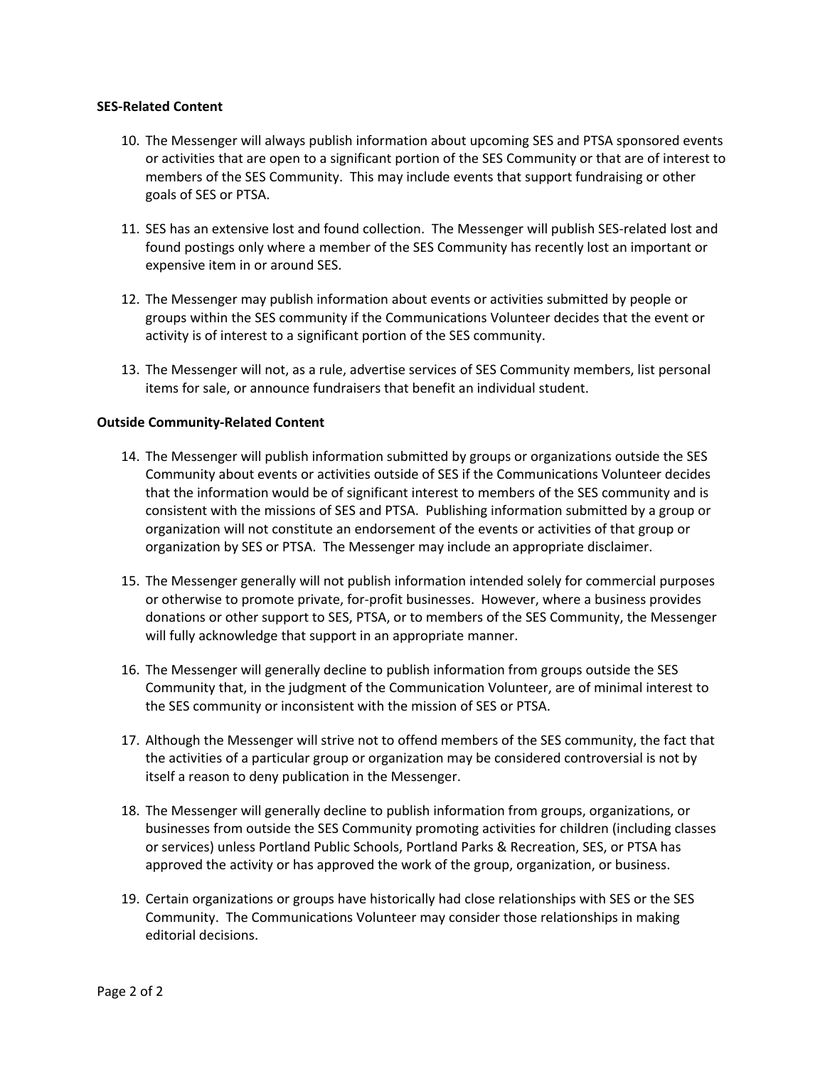**SES-Related Content**

10. The Messenger will always publish information about upcoming SES and PTSA sponsored events or activities that are open to a significant portion of the SES Community or that are of interest to members of the SES Community. This may include events that support fundraising or other goals of SES or PTSA.

11. SES has an extensive lost and found collection. The Messenger will publish SES-related lost and found postings only where a member of the SES Community has recently lost an important or expensive item in or around SES.

12. The Messenger may publish information about events or activities submitted by people or groups within the SES community if the Communications Volunteer decides that the event or activity is of interest to a significant portion of the SES community.

13. The Messenger will not, as a rule, advertise services of SES Community members, list personal items for sale, or announce fundraisers that benefit an individual student.

**Outside Community-Related Content**

14. The Messenger will publish information submitted by groups or organizations outside the SES Community about events or activities outside of SES if the Communications Volunteer decides that the information would be of significant interest to members of the SES community and is consistent with the missions of SES and PTSA. Publishing information submitted by a group or organization will not constitute an endorsement of the events or activities of that group or organization by SES or PTSA. The Messenger may include an appropriate disclaimer.

15. The Messenger generally will not publish information intended solely for commercial purposes or otherwise to promote private, for-profit businesses. However, where a business provides donations or other support to SES, PTSA, or to members of the SES Community, the Messenger will fully acknowledge that support in an appropriate manner.

16. The Messenger will generally decline to publish information from groups outside the SES Community that, in the judgment of the Communication Volunteer, are of minimal interest to the SES community or inconsistent with the mission of SES or PTSA.

17. Although the Messenger will strive not to offend members of the SES community, the fact that the activities of a particular group or organization may be considered controversial is not by itself a reason to deny publication in the Messenger.

18. The Messenger will generally decline to publish information from groups, organizations, or businesses from outside the SES Community promoting activities for children (including classes or services) unless Portland Public Schools, Portland Parks & Recreation, SES, or PTSA has approved the activity or has approved the work of the group, organization, or business.

19. Certain organizations or groups have historically had close relationships with SES or the SES Community. The Communications Volunteer may consider those relationships in making editorial decisions.